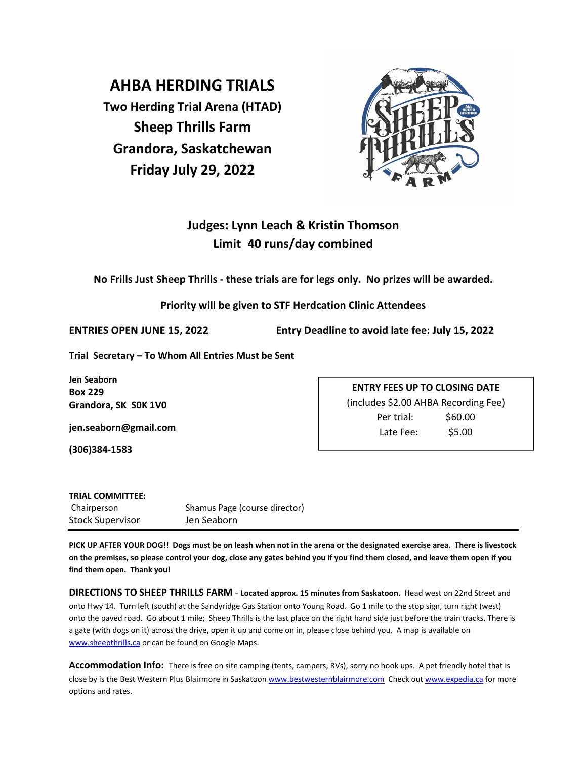# AHBA HERDING TRIALS

## Two Herding Trial Arena (HTAD)

## Sheep Thrills Farm

## Grandora, Saskatchewan

## Friday July 29, 2022

### Judges: Lynn Leach & Kristin Thomson

### Limit 40 runs/day combined

**No Frills Just Sheep Thrills - these trials are for legs only. No prizes will be awarded.**

**Priority will be given to STF Herdcation Clinic Attendees**

**ENTRIES OPEN JUNE 15, 2022** **Entry Deadline to avoid late fee: July 15, 2022**

**Trial Secretary – To Whom All Entries Must be Sent**

**Jen Seaborn**
**Box 229**
**Grandora, SK S0K 1V0**

**jen.seaborn@gmail.com**

**(306)384-1583**

**ENTRY FEES UP TO CLOSING DATE**
(includes $2.00 AHBA Recording Fee)

| | |
|---|---|
| Per trial: | $60.00 |
| Late Fee: | $5.00 |

**TRIAL COMMITTEE:**

| | |
|---|---|
| Chairperson | Shamus Page (course director) |
| Stock Supervisor | Jen Seaborn |

**PICK UP AFTER YOUR DOG!! Dogs must be on leash when not in the arena or the designated exercise area. There is livestock on the premises, so please control your dog, close any gates behind you if you find them closed, and leave them open if you find them open. Thank you!**

**DIRECTIONS TO SHEEP THRILLS FARM** - **Located approx. 15 minutes from Saskatoon.** Head west on 22nd Street and onto Hwy 14. Turn left (south) at the Sandyridge Gas Station onto Young Road. Go 1 mile to the stop sign, turn right (west) onto the paved road. Go about 1 mile; Sheep Thrills is the last place on the right hand side just before the train tracks. There is a gate (with dogs on it) across the drive, open it up and come on in, please close behind you. A map is available on www.sheepthrills.ca or can be found on Google Maps.

**Accommodation Info:** There is free on site camping (tents, campers, RVs), sorry no hook ups. A pet friendly hotel that is close by is the Best Western Plus Blairmore in Saskatoon www.bestwesternblairmore.com Check out www.expedia.ca for more options and rates.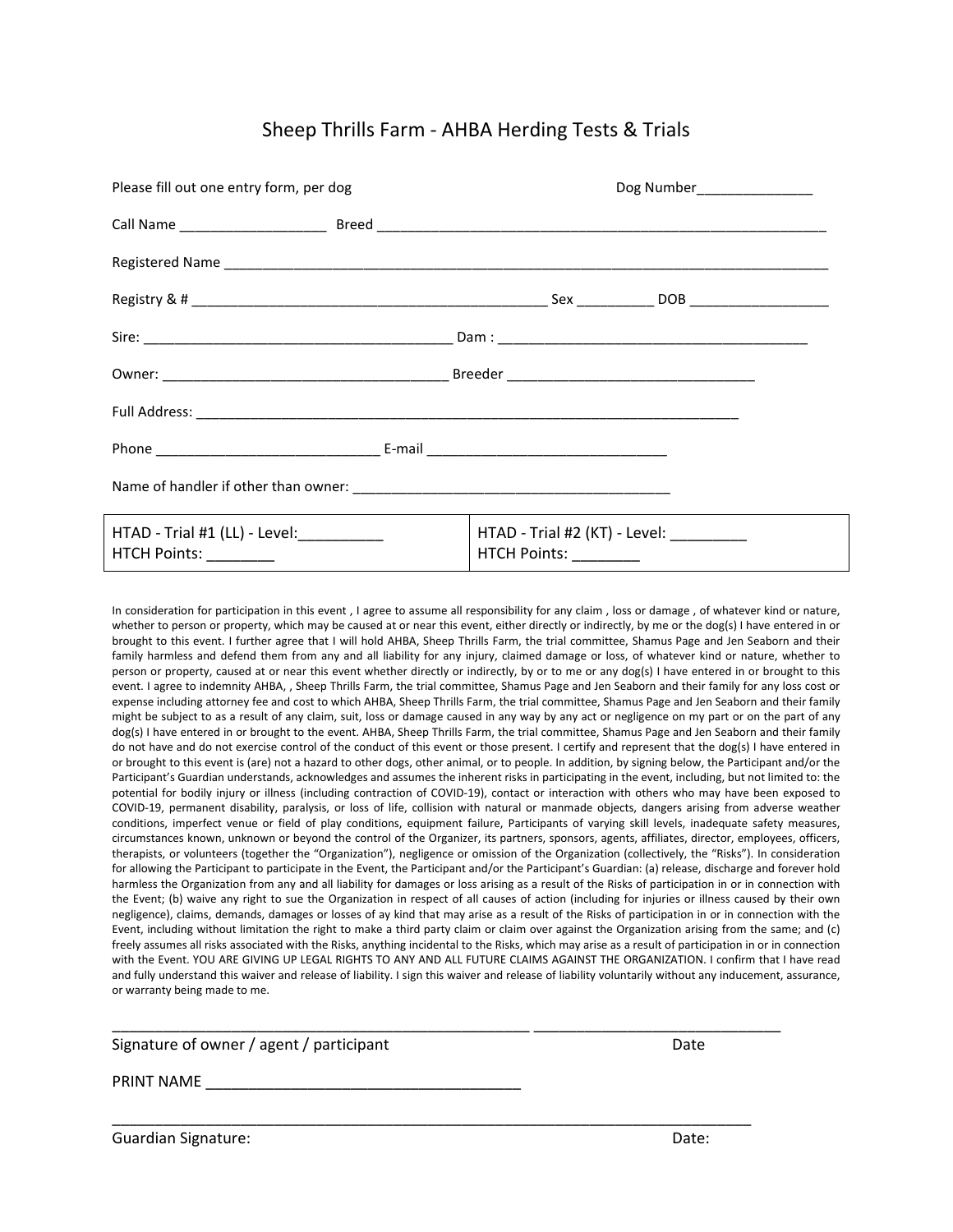# Sheep Thrills Farm - AHBA Herding Tests & Trials

Please fill out one entry form, per dog Dog Number_______________

Call Name ___________________ Breed ___________________________________________________________

Registered Name ____________________________________________________________________________

Registry & # _______________________________________________ Sex __________ DOB __________________

Sire: ________________________________________ Dam : ________________________________________

Owner: _____________________________________ Breeder ________________________________

Full Address: ______________________________________________________________________

Phone _____________________________ E-mail _______________________________

Name of handler if other than owner: ________________________________________

| | |
|---|---|
| HTAD - Trial #1 (LL) - Level:__________ HTCH Points: ________ | HTAD - Trial #2 (KT) - Level: _________ HTCH Points: ________ |

In consideration for participation in this event , I agree to assume all responsibility for any claim , loss or damage , of whatever kind or nature, whether to person or property, which may be caused at or near this event, either directly or indirectly, by me or the dog(s) I have entered in or brought to this event. I further agree that I will hold AHBA, Sheep Thrills Farm, the trial committee, Shamus Page and Jen Seaborn and their family harmless and defend them from any and all liability for any injury, claimed damage or loss, of whatever kind or nature, whether to person or property, caused at or near this event whether directly or indirectly, by or to me or any dog(s) I have entered in or brought to this event. I agree to indemnity AHBA, , Sheep Thrills Farm, the trial committee, Shamus Page and Jen Seaborn and their family for any loss cost or expense including attorney fee and cost to which AHBA, Sheep Thrills Farm, the trial committee, Shamus Page and Jen Seaborn and their family might be subject to as a result of any claim, suit, loss or damage caused in any way by any act or negligence on my part or on the part of any dog(s) I have entered in or brought to the event. AHBA, Sheep Thrills Farm, the trial committee, Shamus Page and Jen Seaborn and their family do not have and do not exercise control of the conduct of this event or those present. I certify and represent that the dog(s) I have entered in or brought to this event is (are) not a hazard to other dogs, other animal, or to people. In addition, by signing below, the Participant and/or the Participant's Guardian understands, acknowledges and assumes the inherent risks in participating in the event, including, but not limited to: the potential for bodily injury or illness (including contraction of COVID-19), contact or interaction with others who may have been exposed to COVID-19, permanent disability, paralysis, or loss of life, collision with natural or manmade objects, dangers arising from adverse weather conditions, imperfect venue or field of play conditions, equipment failure, Participants of varying skill levels, inadequate safety measures, circumstances known, unknown or beyond the control of the Organizer, its partners, sponsors, agents, affiliates, director, employees, officers, therapists, or volunteers (together the "Organization"), negligence or omission of the Organization (collectively, the "Risks"). In consideration for allowing the Participant to participate in the Event, the Participant and/or the Participant's Guardian: (a) release, discharge and forever hold harmless the Organization from any and all liability for damages or loss arising as a result of the Risks of participation in or in connection with the Event; (b) waive any right to sue the Organization in respect of all causes of action (including for injuries or illness caused by their own negligence), claims, demands, damages or losses of ay kind that may arise as a result of the Risks of participation in or in connection with the Event, including without limitation the right to make a third party claim or claim over against the Organization arising from the same; and (c) freely assumes all risks associated with the Risks, anything incidental to the Risks, which may arise as a result of participation in or in connection with the Event. YOU ARE GIVING UP LEGAL RIGHTS TO ANY AND ALL FUTURE CLAIMS AGAINST THE ORGANIZATION. I confirm that I have read and fully understand this waiver and release of liability. I sign this waiver and release of liability voluntarily without any inducement, assurance, or warranty being made to me.

_____________________________________________________ _______________________________

Signature of owner / agent / participant Date

PRINT NAME ____________________________________

_________________________________________________________________________________

Guardian Signature: Date: